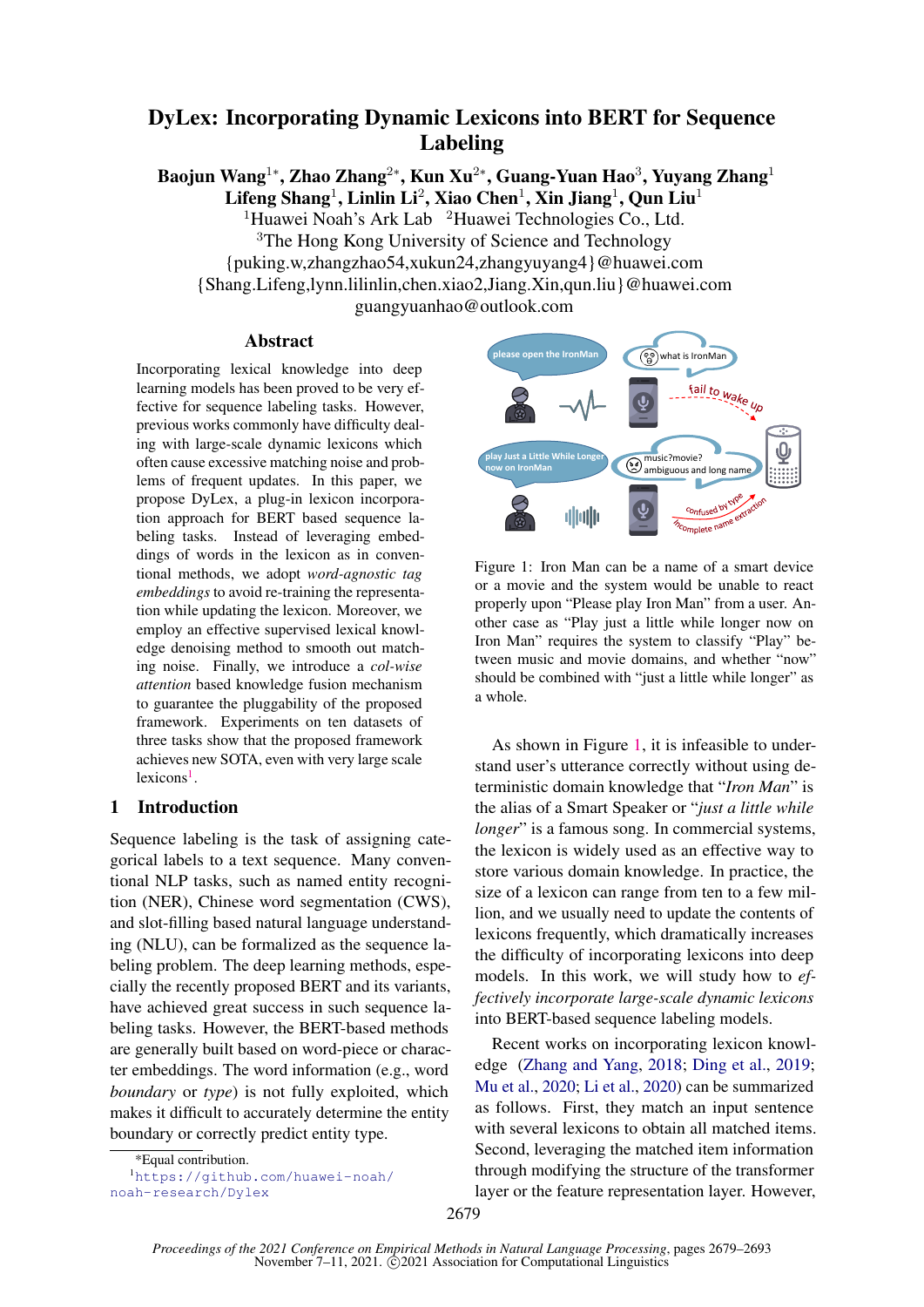# DyLex: Incorporating Dynamic Lexicons into BERT for Sequence Labeling

**Baojun Wang**[1*], **Zhao Zhang**[2*], **Kun Xu**[2*], **Guang-Yuan Hao**[3], **Yuyang Zhang**[1]
**Lifeng Shang**[1], **Linlin Li**[2], **Xiao Chen**[1], **Xin Jiang**[1], **Qun Liu**[1]

[1]Huawei Noah's Ark Lab [2]Huawei Technologies Co., Ltd.
[3]The Hong Kong University of Science and Technology
{puking.w,zhangzhao54,xukun24,zhangyuyang4}@huawei.com
{Shang.Lifeng,lynn.lilinlin,chen.xiao2,Jiang.Xin,qun.liu}@huawei.com
guangyuanhao@outlook.com

## Abstract

Incorporating lexical knowledge into deep learning models has been proved to be very effective for sequence labeling tasks. However, previous works commonly have difficulty dealing with large-scale dynamic lexicons which often cause excessive matching noise and problems of frequent updates. In this paper, we propose DyLex, a plug-in lexicon incorporation approach for BERT based sequence labeling tasks. Instead of leveraging embeddings of words in the lexicon as in conventional methods, we adopt *word-agnostic tag embeddings* to avoid re-training the representation while updating the lexicon. Moreover, we employ an effective supervised lexical knowledge denoising method to smooth out matching noise. Finally, we introduce a *col-wise attention* based knowledge fusion mechanism to guarantee the pluggability of the proposed framework. Experiments on ten datasets of three tasks show that the proposed framework achieves new SOTA, even with very large scale lexicons[1].

## 1 Introduction

Sequence labeling is the task of assigning categorical labels to a text sequence. Many conventional NLP tasks, such as named entity recognition (NER), Chinese word segmentation (CWS), and slot-filling based natural language understanding (NLU), can be formalized as the sequence labeling problem. The deep learning methods, especially the recently proposed BERT and its variants, have achieved great success in such sequence labeling tasks. However, the BERT-based methods are generally built based on word-piece or character embeddings. The word information (e.g., word *boundary* or *type*) is not fully exploited, which makes it difficult to accurately determine the entity boundary or correctly predict entity type.

Figure 1: Iron Man can be a name of a smart device or a movie and the system would be unable to react properly upon "Please play Iron Man" from a user. Another case as "Play just a little while longer now on Iron Man" requires the system to classify "Play" between music and movie domains, and whether "now" should be combined with "just a little while longer" as a whole.

As shown in Figure 1, it is infeasible to understand user's utterance correctly without using deterministic domain knowledge that "*Iron Man*" is the alias of a Smart Speaker or "*just a little while longer*" is a famous song. In commercial systems, the lexicon is widely used as an effective way to store various domain knowledge. In practice, the size of a lexicon can range from ten to a few million, and we usually need to update the contents of lexicons frequently, which dramatically increases the difficulty of incorporating lexicons into deep models. In this work, we will study how to *effectively incorporate large-scale dynamic lexicons* into BERT-based sequence labeling models.

Recent works on incorporating lexicon knowledge (Zhang and Yang, 2018; Ding et al., 2019; Mu et al., 2020; Li et al., 2020) can be summarized as follows. First, they match an input sentence with several lexicons to obtain all matched items. Second, leveraging the matched item information through modifying the structure of the transformer layer or the feature representation layer. However,

*Equal contribution.
[1]https://github.com/huawei-noah/noah-research/Dylex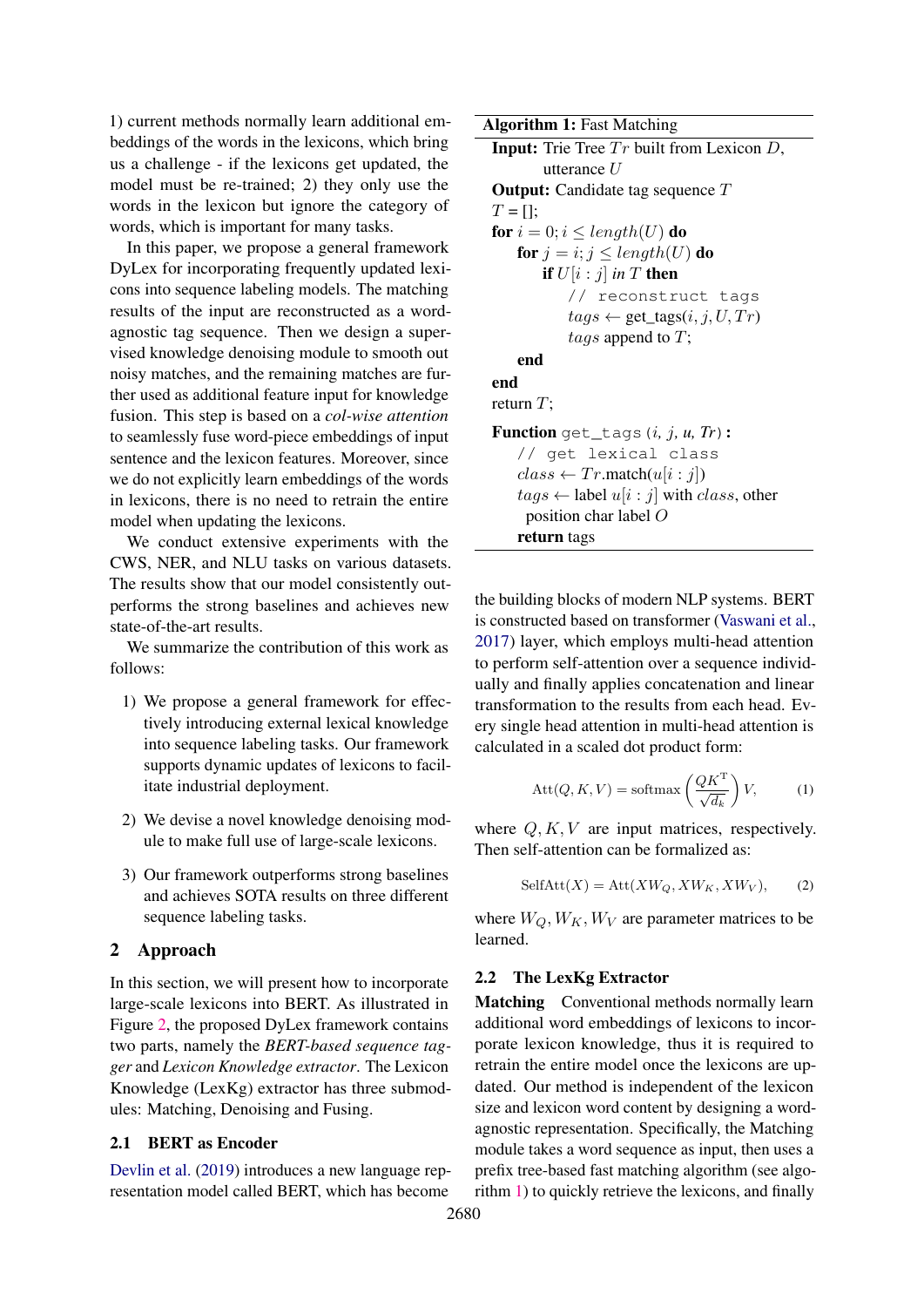1) current methods normally learn additional embeddings of the words in the lexicons, which bring us a challenge - if the lexicons get updated, the model must be re-trained; 2) they only use the words in the lexicon but ignore the category of words, which is important for many tasks.

In this paper, we propose a general framework DyLex for incorporating frequently updated lexicons into sequence labeling models. The matching results of the input are reconstructed as a word-agnostic tag sequence. Then we design a supervised knowledge denoising module to smooth out noisy matches, and the remaining matches are further used as additional feature input for knowledge fusion. This step is based on a *col-wise attention* to seamlessly fuse word-piece embeddings of input sentence and the lexicon features. Moreover, since we do not explicitly learn embeddings of the words in lexicons, there is no need to retrain the entire model when updating the lexicons.

We conduct extensive experiments with the CWS, NER, and NLU tasks on various datasets. The results show that our model consistently outperforms the strong baselines and achieves new state-of-the-art results.

We summarize the contribution of this work as follows:

1) We propose a general framework for effectively introducing external lexical knowledge into sequence labeling tasks. Our framework supports dynamic updates of lexicons to facilitate industrial deployment.

2) We devise a novel knowledge denoising module to make full use of large-scale lexicons.

3) Our framework outperforms strong baselines and achieves SOTA results on three different sequence labeling tasks.

## 2 Approach

In this section, we will present how to incorporate large-scale lexicons into BERT. As illustrated in Figure 2, the proposed DyLex framework contains two parts, namely the *BERT-based sequence tagger* and *Lexicon Knowledge extractor*. The Lexicon Knowledge (LexKg) extractor has three submodules: Matching, Denoising and Fusing.

### 2.1 BERT as Encoder

Devlin et al. (2019) introduces a new language representation model called BERT, which has become the building blocks of modern NLP systems. BERT is constructed based on transformer (Vaswani et al., 2017) layer, which employs multi-head attention to perform self-attention over a sequence individually and finally applies concatenation and linear transformation to the results from each head. Every single head attention in multi-head attention is calculated in a scaled dot product form:

$$\mathrm{Att}(Q, K, V) = \mathrm{softmax}\left(\frac{QK^{\mathrm{T}}}{\sqrt{d_k}}\right)V, \tag{1}$$

where $Q, K, V$ are input matrices, respectively. Then self-attention can be formalized as:

$$\mathrm{SelfAtt}(X) = \mathrm{Att}(XW_Q, XW_K, XW_V), \tag{2}$$

where $W_Q, W_K, W_V$ are parameter matrices to be learned.

**Algorithm 1:** Fast Matching

**Input:** Trie Tree $Tr$ built from Lexicon $D$, utterance $U$
**Output:** Candidate tag sequence $T$

```
T = [];
for i = 0; i ≤ length(U) do
    for j = i; j ≤ length(U) do
        if U[i : j] in T then
            // reconstruct tags
            tags ← get_tags(i, j, U, Tr)
            tags append to T;
    end
end
return T;

Function get_tags(i, j, u, Tr):
    // get lexical class
    class ← Tr.match(u[i : j])
    tags ← label u[i : j] with class, other
        position char label O
    return tags
```

### 2.2 The LexKg Extractor

**Matching** Conventional methods normally learn additional word embeddings of lexicons to incorporate lexicon knowledge, thus it is required to retrain the entire model once the lexicons are updated. Our method is independent of the lexicon size and lexicon word content by designing a word-agnostic representation. Specifically, the Matching module takes a word sequence as input, then uses a prefix tree-based fast matching algorithm (see algorithm 1) to quickly retrieve the lexicons, and finally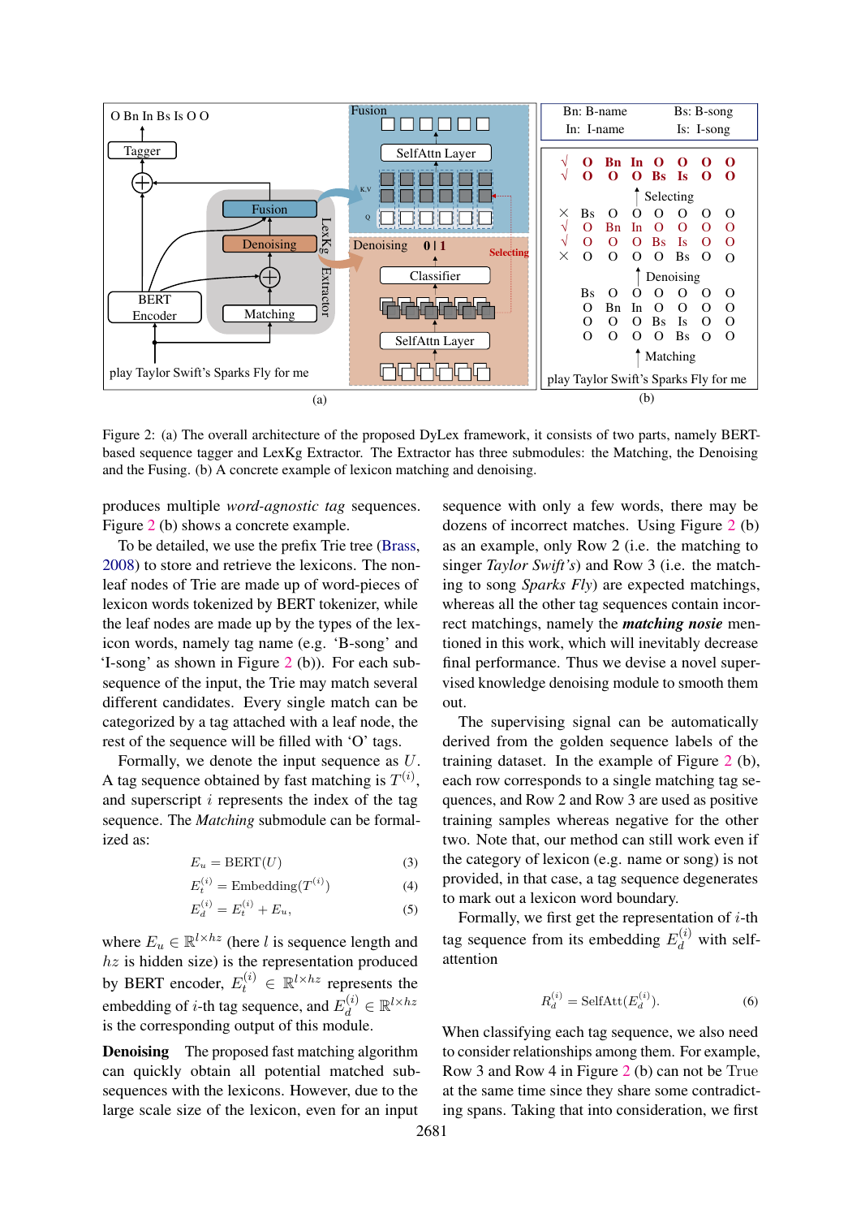Figure 2: (a) The overall architecture of the proposed DyLex framework, it consists of two parts, namely BERT-based sequence tagger and LexKg Extractor. The Extractor has three submodules: the Matching, the Denoising and the Fusing. (b) A concrete example of lexicon matching and denoising.

produces multiple *word-agnostic tag* sequences. Figure 2 (b) shows a concrete example.

To be detailed, we use the prefix Trie tree (Brass, 2008) to store and retrieve the lexicons. The non-leaf nodes of Trie are made up of word-pieces of lexicon words tokenized by BERT tokenizer, while the leaf nodes are made up by the types of the lexicon words, namely tag name (e.g. 'B-song' and 'I-song' as shown in Figure 2 (b)). For each subsequence of the input, the Trie may match several different candidates. Every single match can be categorized by a tag attached with a leaf node, the rest of the sequence will be filled with 'O' tags.

Formally, we denote the input sequence as $U$. A tag sequence obtained by fast matching is $T^{(i)}$, and superscript $i$ represents the index of the tag sequence. The *Matching* submodule can be formalized as:

$$E_u = \text{BERT}(U) \tag{3}$$

$$E_t^{(i)} = \text{Embedding}(T^{(i)}) \tag{4}$$

$$E_d^{(i)} = E_t^{(i)} + E_u, \tag{5}$$

where $E_u \in \mathbb{R}^{l \times hz}$ (here $l$ is sequence length and $hz$ is hidden size) is the representation produced by BERT encoder, $E_t^{(i)} \in \mathbb{R}^{l \times hz}$ represents the embedding of $i$-th tag sequence, and $E_d^{(i)} \in \mathbb{R}^{l \times hz}$ is the corresponding output of this module.

**Denoising** The proposed fast matching algorithm can quickly obtain all potential matched subsequences with the lexicons. However, due to the large scale size of the lexicon, even for an input sequence with only a few words, there may be dozens of incorrect matches. Using Figure 2 (b) as an example, only Row 2 (i.e. the matching to singer *Taylor Swift's*) and Row 3 (i.e. the matching to song *Sparks Fly*) are expected matchings, whereas all the other tag sequences contain incorrect matchings, namely the ***matching nosie*** mentioned in this work, which will inevitably decrease final performance. Thus we devise a novel supervised knowledge denoising module to smooth them out.

The supervising signal can be automatically derived from the golden sequence labels of the training dataset. In the example of Figure 2 (b), each row corresponds to a single matching tag sequences, and Row 2 and Row 3 are used as positive training samples whereas negative for the other two. Note that, our method can still work even if the category of lexicon (e.g. name or song) is not provided, in that case, a tag sequence degenerates to mark out a lexicon word boundary.

Formally, we first get the representation of $i$-th tag sequence from its embedding $E_d^{(i)}$ with self-attention

$$R_d^{(i)} = \text{SelfAtt}(E_d^{(i)}). \tag{6}$$

When classifying each tag sequence, we also need to consider relationships among them. For example, Row 3 and Row 4 in Figure 2 (b) can not be True at the same time since they share some contradicting spans. Taking that into consideration, we first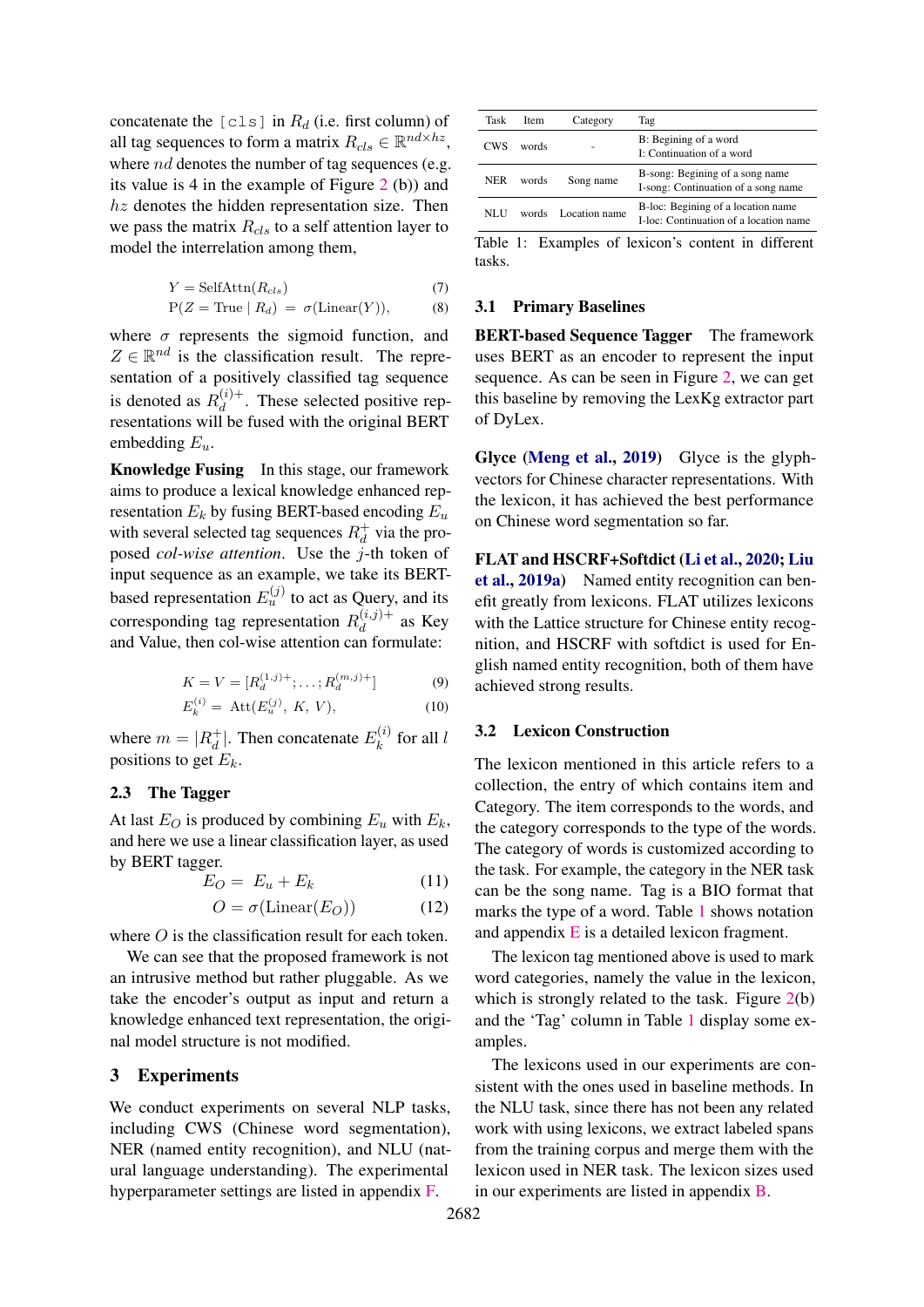concatenate the `[cls]` in $R_d$ (i.e. first column) of all tag sequences to form a matrix $R_{cls} \in \mathbb{R}^{nd \times hz}$, where $nd$ denotes the number of tag sequences (e.g. its value is 4 in the example of Figure 2 (b)) and $hz$ denotes the hidden representation size. Then we pass the matrix $R_{cls}$ to a self attention layer to model the interrelation among them,

$$Y = \text{SelfAttn}(R_{cls}) \tag{7}$$

$$\text{P}(Z = \text{True} \mid R_d) = \sigma(\text{Linear}(Y)), \tag{8}$$

where $\sigma$ represents the sigmoid function, and $Z \in \mathbb{R}^{nd}$ is the classification result. The representation of a positively classified tag sequence is denoted as $R_d^{(i)+}$. These selected positive representations will be fused with the original BERT embedding $E_u$.

**Knowledge Fusing** In this stage, our framework aims to produce a lexical knowledge enhanced representation $E_k$ by fusing BERT-based encoding $E_u$ with several selected tag sequences $R_d^+$ via the proposed *col-wise attention*. Use the $j$-th token of input sequence as an example, we take its BERT-based representation $E_u^{(j)}$ to act as Query, and its corresponding tag representation $R_d^{(i,j)+}$ as Key and Value, then col-wise attention can formulate:

$$K = V = [R_d^{(1,j)+}; \ldots; R_d^{(m,j)+}] \tag{9}$$

$$E_k^{(i)} = \text{Att}(E_u^{(j)}, K, V), \tag{10}$$

where $m = |R_d^+|$. Then concatenate $E_k^{(i)}$ for all $l$ positions to get $E_k$.

## 2.3 The Tagger

At last $E_O$ is produced by combining $E_u$ with $E_k$, and here we use a linear classification layer, as used by BERT tagger.

$$E_O = E_u + E_k \tag{11}$$

$$O = \sigma(\text{Linear}(E_O)) \tag{12}$$

where $O$ is the classification result for each token.

We can see that the proposed framework is not an intrusive method but rather pluggable. As we take the encoder's output as input and return a knowledge enhanced text representation, the original model structure is not modified.

# 3 Experiments

We conduct experiments on several NLP tasks, including CWS (Chinese word segmentation), NER (named entity recognition), and NLU (natural language understanding). The experimental hyperparameter settings are listed in appendix F.

| Task | Item | Category | Tag |
|---|---|---|---|
| CWS | words | - | B: Begining of a word<br>I: Continuation of a word |
| NER | words | Song name | B-song: Begining of a song name<br>I-song: Continuation of a song name |
| NLU | words | Location name | B-loc: Begining of a location name<br>I-loc: Continuation of a location name |

Table 1: Examples of lexicon's content in different tasks.

## 3.1 Primary Baselines

**BERT-based Sequence Tagger** The framework uses BERT as an encoder to represent the input sequence. As can be seen in Figure 2, we can get this baseline by removing the LexKg extractor part of DyLex.

**Glyce (Meng et al., 2019)** Glyce is the glyph-vectors for Chinese character representations. With the lexicon, it has achieved the best performance on Chinese word segmentation so far.

**FLAT and HSCRF+Softdict (Li et al., 2020; Liu et al., 2019a)** Named entity recognition can benefit greatly from lexicons. FLAT utilizes lexicons with the Lattice structure for Chinese entity recognition, and HSCRF with softdict is used for English named entity recognition, both of them have achieved strong results.

## 3.2 Lexicon Construction

The lexicon mentioned in this article refers to a collection, the entry of which contains item and Category. The item corresponds to the words, and the category corresponds to the type of the words. The category of words is customized according to the task. For example, the category in the NER task can be the song name. Tag is a BIO format that marks the type of a word. Table 1 shows notation and appendix E is a detailed lexicon fragment.

The lexicon tag mentioned above is used to mark word categories, namely the value in the lexicon, which is strongly related to the task. Figure 2(b) and the 'Tag' column in Table 1 display some examples.

The lexicons used in our experiments are consistent with the ones used in baseline methods. In the NLU task, since there has not been any related work with using lexicons, we extract labeled spans from the training corpus and merge them with the lexicon used in NER task. The lexicon sizes used in our experiments are listed in appendix B.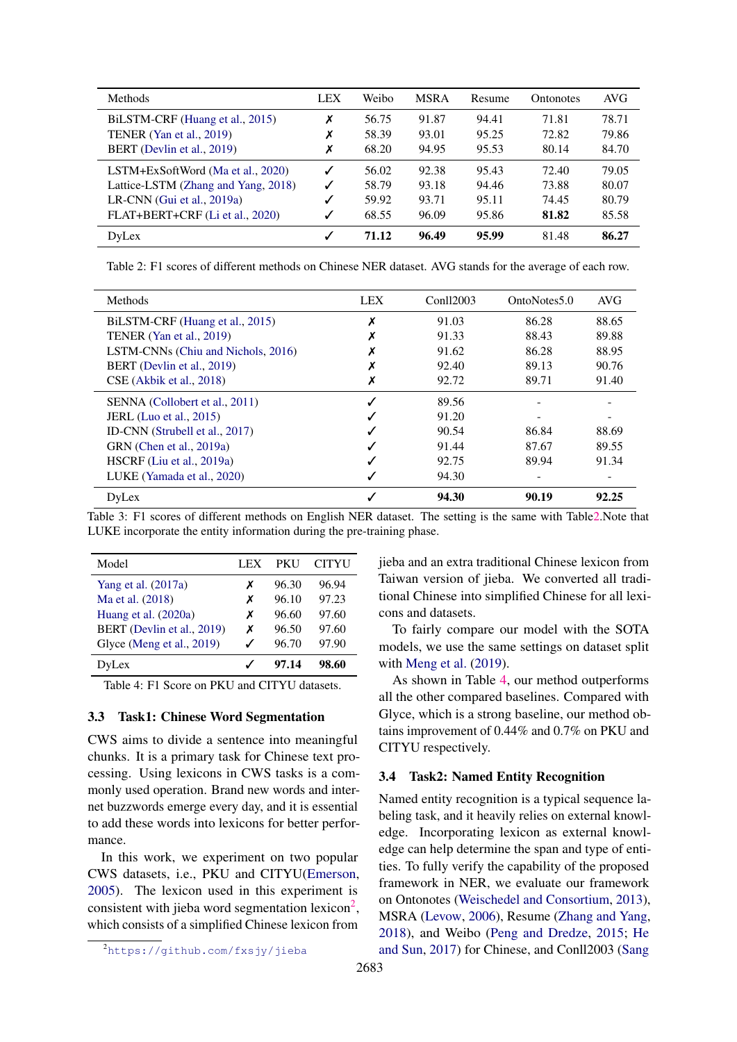| Methods | LEX | Weibo | MSRA | Resume | Ontonotes | AVG |
|---|---|---|---|---|---|---|
| BiLSTM-CRF (Huang et al., 2015) | ✗ | 56.75 | 91.87 | 94.41 | 71.81 | 78.71 |
| TENER (Yan et al., 2019) | ✗ | 58.39 | 93.01 | 95.25 | 72.82 | 79.86 |
| BERT (Devlin et al., 2019) | ✗ | 68.20 | 94.95 | 95.53 | 80.14 | 84.70 |
| LSTM+ExSoftWord (Ma et al., 2020) | ✓ | 56.02 | 92.38 | 95.43 | 72.40 | 79.05 |
| Lattice-LSTM (Zhang and Yang, 2018) | ✓ | 58.79 | 93.18 | 94.46 | 73.88 | 80.07 |
| LR-CNN (Gui et al., 2019a) | ✓ | 59.92 | 93.71 | 95.11 | 74.45 | 80.79 |
| FLAT+BERT+CRF (Li et al., 2020) | ✓ | 68.55 | 96.09 | 95.86 | **81.82** | 85.58 |
| DyLex | ✓ | **71.12** | **96.49** | **95.99** | 81.48 | **86.27** |

Table 2: F1 scores of different methods on Chinese NER dataset. AVG stands for the average of each row.

| Methods | LEX | Conll2003 | OntoNotes5.0 | AVG |
|---|---|---|---|---|
| BiLSTM-CRF (Huang et al., 2015) | ✗ | 91.03 | 86.28 | 88.65 |
| TENER (Yan et al., 2019) | ✗ | 91.33 | 88.43 | 89.88 |
| LSTM-CNNs (Chiu and Nichols, 2016) | ✗ | 91.62 | 86.28 | 88.95 |
| BERT (Devlin et al., 2019) | ✗ | 92.40 | 89.13 | 90.76 |
| CSE (Akbik et al., 2018) | ✗ | 92.72 | 89.71 | 91.40 |
| SENNA (Collobert et al., 2011) | ✓ | 89.56 | - | - |
| JERL (Luo et al., 2015) | ✓ | 91.20 | - | - |
| ID-CNN (Strubell et al., 2017) | ✓ | 90.54 | 86.84 | 88.69 |
| GRN (Chen et al., 2019a) | ✓ | 91.44 | 87.67 | 89.55 |
| HSCRF (Liu et al., 2019a) | ✓ | 92.75 | 89.94 | 91.34 |
| LUKE (Yamada et al., 2020) | ✓ | 94.30 | - | - |
| DyLex | ✓ | **94.30** | **90.19** | **92.25** |

Table 3: F1 scores of different methods on English NER dataset. The setting is the same with Table2.Note that LUKE incorporate the entity information during the pre-training phase.

| Model | LEX | PKU | CITYU |
|---|---|---|---|
| Yang et al. (2017a) | ✗ | 96.30 | 96.94 |
| Ma et al. (2018) | ✗ | 96.10 | 97.23 |
| Huang et al. (2020a) | ✗ | 96.60 | 97.60 |
| BERT (Devlin et al., 2019) | ✗ | 96.50 | 97.60 |
| Glyce (Meng et al., 2019) | ✓ | 96.70 | 97.90 |
| DyLex | ✓ | **97.14** | **98.60** |

Table 4: F1 Score on PKU and CITYU datasets.

### 3.3 Task1: Chinese Word Segmentation

CWS aims to divide a sentence into meaningful chunks. It is a primary task for Chinese text processing. Using lexicons in CWS tasks is a commonly used operation. Brand new words and internet buzzwords emerge every day, and it is essential to add these words into lexicons for better performance.

In this work, we experiment on two popular CWS datasets, i.e., PKU and CITYU(Emerson, 2005). The lexicon used in this experiment is consistent with jieba word segmentation lexicon[2], which consists of a simplified Chinese lexicon from jieba and an extra traditional Chinese lexicon from Taiwan version of jieba. We converted all traditional Chinese into simplified Chinese for all lexicons and datasets.

[2] https://github.com/fxsjy/jieba

To fairly compare our model with the SOTA models, we use the same settings on dataset split with Meng et al. (2019).

As shown in Table 4, our method outperforms all the other compared baselines. Compared with Glyce, which is a strong baseline, our method obtains improvement of 0.44% and 0.7% on PKU and CITYU respectively.

### 3.4 Task2: Named Entity Recognition

Named entity recognition is a typical sequence labeling task, and it heavily relies on external knowledge. Incorporating lexicon as external knowledge can help determine the span and type of entities. To fully verify the capability of the proposed framework in NER, we evaluate our framework on Ontonotes (Weischedel and Consortium, 2013), MSRA (Levow, 2006), Resume (Zhang and Yang, 2018), and Weibo (Peng and Dredze, 2015; He and Sun, 2017) for Chinese, and Conll2003 (Sang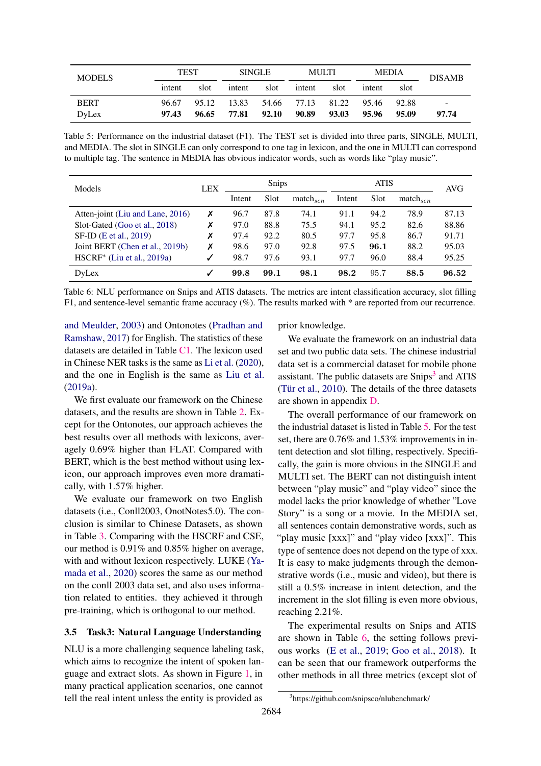| MODELS | TEST | | SINGLE | | MULTI | | MEDIA | | DISAMB |
|---|---|---|---|---|---|---|---|---|---|
| | intent | slot | intent | slot | intent | slot | intent | slot | |
| BERT | 96.67 | 95.12 | 13.83 | 54.66 | 77.13 | 81.22 | 95.46 | 92.88 | - |
| DyLex | **97.43** | **96.65** | **77.81** | **92.10** | **90.89** | **93.03** | **95.96** | **95.09** | **97.74** |

Table 5: Performance on the industrial dataset (F1). The TEST set is divided into three parts, SINGLE, MULTI, and MEDIA. The slot in SINGLE can only correspond to one tag in lexicon, and the one in MULTI can correspond to multiple tag. The sentence in MEDIA has obvious indicator words, such as words like "play music".

| Models | LEX | Snips | | | ATIS | | | AVG |
|---|---|---|---|---|---|---|---|---|
| | | Intent | Slot | $match_{sen}$ | Intent | Slot | $match_{sen}$ | |
| Atten-joint (Liu and Lane, 2016) | ✗ | 96.7 | 87.8 | 74.1 | 91.1 | 94.2 | 78.9 | 87.13 |
| Slot-Gated (Goo et al., 2018) | ✗ | 97.0 | 88.8 | 75.5 | 94.1 | 95.2 | 82.6 | 88.86 |
| SF-ID (E et al., 2019) | ✗ | 97.4 | 92.2 | 80.5 | 97.7 | 95.8 | 86.7 | 91.71 |
| Joint BERT (Chen et al., 2019b) | ✗ | 98.6 | 97.0 | 92.8 | 97.5 | **96.1** | 88.2 | 95.03 |
| HSCRF* (Liu et al., 2019a) | ✓ | 98.7 | 97.6 | 93.1 | 97.7 | 96.0 | 88.4 | 95.25 |
| DyLex | ✓ | **99.8** | **99.1** | **98.1** | **98.2** | 95.7 | **88.5** | **96.52** |

Table 6: NLU performance on Snips and ATIS datasets. The metrics are intent classification accuracy, slot filling F1, and sentence-level semantic frame accuracy (%). The results marked with * are reported from our recurrence.

and Meulder, 2003) and Ontonotes (Pradhan and Ramshaw, 2017) for English. The statistics of these datasets are detailed in Table C1. The lexicon used in Chinese NER tasks is the same as Li et al. (2020), and the one in English is the same as Liu et al. (2019a).

We first evaluate our framework on the Chinese datasets, and the results are shown in Table 2. Except for the Ontonotes, our approach achieves the best results over all methods with lexicons, averagely 0.69% higher than FLAT. Compared with BERT, which is the best method without using lexicon, our approach improves even more dramatically, with 1.57% higher.

We evaluate our framework on two English datasets (i.e., Conll2003, OnotNotes5.0). The conclusion is similar to Chinese Datasets, as shown in Table 3. Comparing with the HSCRF and CSE, our method is 0.91% and 0.85% higher on average, with and without lexicon respectively. LUKE (Yamada et al., 2020) scores the same as our method on the conll 2003 data set, and also uses information related to entities. they achieved it through pre-training, which is orthogonal to our method.

### 3.5 Task3: Natural Language Understanding

NLU is a more challenging sequence labeling task, which aims to recognize the intent of spoken language and extract slots. As shown in Figure 1, in many practical application scenarios, one cannot tell the real intent unless the entity is provided as prior knowledge.

We evaluate the framework on an industrial data set and two public data sets. The chinese industrial data set is a commercial dataset for mobile phone assistant. The public datasets are Snips[3] and ATIS (Tür et al., 2010). The details of the three datasets are shown in appendix D.

The overall performance of our framework on the industrial dataset is listed in Table 5. For the test set, there are 0.76% and 1.53% improvements in intent detection and slot filling, respectively. Specifically, the gain is more obvious in the SINGLE and MULTI set. The BERT can not distinguish intent between "play music" and "play video" since the model lacks the prior knowledge of whether "Love Story" is a song or a movie. In the MEDIA set, all sentences contain demonstrative words, such as "play music [xxx]" and "play video [xxx]". This type of sentence does not depend on the type of xxx. It is easy to make judgments through the demonstrative words (i.e., music and video), but there is still a 0.5% increase in intent detection, and the increment in the slot filling is even more obvious, reaching 2.21%.

The experimental results on Snips and ATIS are shown in Table 6, the setting follows previous works (E et al., 2019; Goo et al., 2018). It can be seen that our framework outperforms the other methods in all three metrics (except slot of

[3] https://github.com/snipsco/nlubenchmark/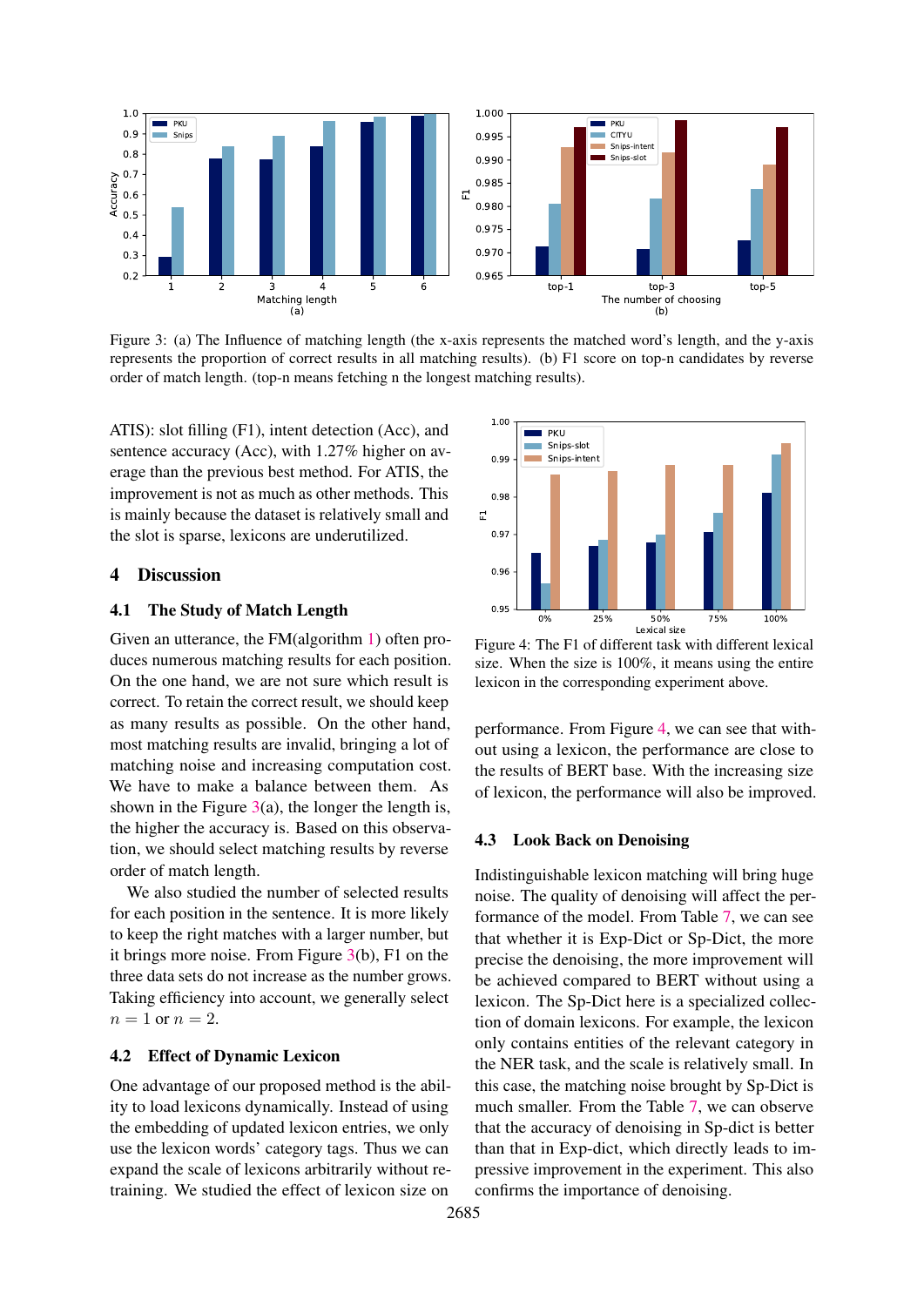Figure 3: (a) The Influence of matching length (the x-axis represents the matched word's length, and the y-axis represents the proportion of correct results in all matching results). (b) F1 score on top-n candidates by reverse order of match length. (top-n means fetching n the longest matching results).

ATIS): slot filling (F1), intent detection (Acc), and sentence accuracy (Acc), with 1.27% higher on average than the previous best method. For ATIS, the improvement is not as much as other methods. This is mainly because the dataset is relatively small and the slot is sparse, lexicons are underutilized.

## 4 Discussion

### 4.1 The Study of Match Length

Given an utterance, the FM(algorithm 1) often produces numerous matching results for each position. On the one hand, we are not sure which result is correct. To retain the correct result, we should keep as many results as possible. On the other hand, most matching results are invalid, bringing a lot of matching noise and increasing computation cost. We have to make a balance between them. As shown in the Figure 3(a), the longer the length is, the higher the accuracy is. Based on this observation, we should select matching results by reverse order of match length.

We also studied the number of selected results for each position in the sentence. It is more likely to keep the right matches with a larger number, but it brings more noise. From Figure 3(b), F1 on the three data sets do not increase as the number grows. Taking efficiency into account, we generally select $n = 1$ or $n = 2$.

### 4.2 Effect of Dynamic Lexicon

One advantage of our proposed method is the ability to load lexicons dynamically. Instead of using the embedding of updated lexicon entries, we only use the lexicon words' category tags. Thus we can expand the scale of lexicons arbitrarily without retraining. We studied the effect of lexicon size on performance. From Figure 4, we can see that without using a lexicon, the performance are close to the results of BERT base. With the increasing size of lexicon, the performance will also be improved.

Figure 4: The F1 of different task with different lexical size. When the size is 100%, it means using the entire lexicon in the corresponding experiment above.

### 4.3 Look Back on Denoising

Indistinguishable lexicon matching will bring huge noise. The quality of denoising will affect the performance of the model. From Table 7, we can see that whether it is Exp-Dict or Sp-Dict, the more precise the denoising, the more improvement will be achieved compared to BERT without using a lexicon. The Sp-Dict here is a specialized collection of domain lexicons. For example, the lexicon only contains entities of the relevant category in the NER task, and the scale is relatively small. In this case, the matching noise brought by Sp-Dict is much smaller. From the Table 7, we can observe that the accuracy of denoising in Sp-dict is better than that in Exp-dict, which directly leads to impressive improvement in the experiment. This also confirms the importance of denoising.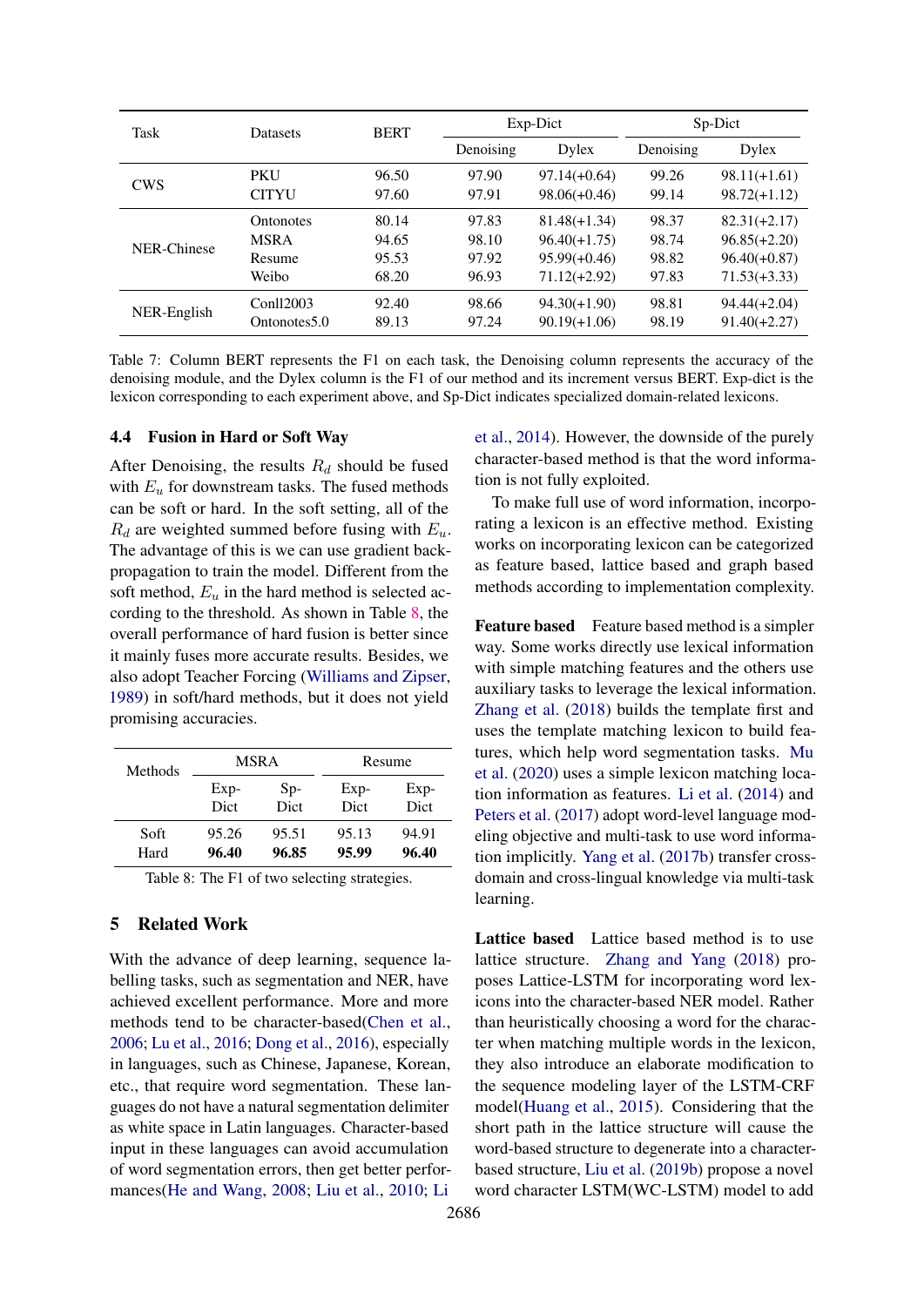| Task | Datasets | BERT | Exp-Dict | | Sp-Dict | |
|---|---|---|---|---|---|---|
| | | | Denoising | Dylex | Denoising | Dylex |
| CWS | PKU | 96.50 | 97.90 | 97.14(+0.64) | 99.26 | 98.11(+1.61) |
| | CITYU | 97.60 | 97.91 | 98.06(+0.46) | 99.14 | 98.72(+1.12) |
| NER-Chinese | Ontonotes | 80.14 | 97.83 | 81.48(+1.34) | 98.37 | 82.31(+2.17) |
| | MSRA | 94.65 | 98.10 | 96.40(+1.75) | 98.74 | 96.85(+2.20) |
| | Resume | 95.53 | 97.92 | 95.99(+0.46) | 98.82 | 96.40(+0.87) |
| | Weibo | 68.20 | 96.93 | 71.12(+2.92) | 97.83 | 71.53(+3.33) |
| NER-English | Conll2003 | 92.40 | 98.66 | 94.30(+1.90) | 98.81 | 94.44(+2.04) |
| | Ontonotes5.0 | 89.13 | 97.24 | 90.19(+1.06) | 98.19 | 91.40(+2.27) |

Table 7: Column BERT represents the F1 on each task, the Denoising column represents the accuracy of the denoising module, and the Dylex column is the F1 of our method and its increment versus BERT. Exp-dict is the lexicon corresponding to each experiment above, and Sp-Dict indicates specialized domain-related lexicons.

### 4.4 Fusion in Hard or Soft Way

After Denoising, the results $R_d$ should be fused with $E_u$ for downstream tasks. The fused methods can be soft or hard. In the soft setting, all of the $R_d$ are weighted summed before fusing with $E_u$. The advantage of this is we can use gradient back-propagation to train the model. Different from the soft method, $E_u$ in the hard method is selected according to the threshold. As shown in Table 8, the overall performance of hard fusion is better since it mainly fuses more accurate results. Besides, we also adopt Teacher Forcing (Williams and Zipser, 1989) in soft/hard methods, but it does not yield promising accuracies.

| Methods | MSRA | | Resume | |
|---|---|---|---|---|
| | Exp-Dict | Sp-Dict | Exp-Dict | Exp-Dict |
| Soft | 95.26 | 95.51 | 95.13 | 94.91 |
| Hard | **96.40** | **96.85** | **95.99** | **96.40** |

Table 8: The F1 of two selecting strategies.

## 5 Related Work

With the advance of deep learning, sequence labelling tasks, such as segmentation and NER, have achieved excellent performance. More and more methods tend to be character-based(Chen et al., 2006; Lu et al., 2016; Dong et al., 2016), especially in languages, such as Chinese, Japanese, Korean, etc., that require word segmentation. These languages do not have a natural segmentation delimiter as white space in Latin languages. Character-based input in these languages can avoid accumulation of word segmentation errors, then get better performances(He and Wang, 2008; Liu et al., 2010; Li et al., 2014). However, the downside of the purely character-based method is that the word information is not fully exploited.

To make full use of word information, incorporating a lexicon is an effective method. Existing works on incorporating lexicon can be categorized as feature based, lattice based and graph based methods according to implementation complexity.

**Feature based** Feature based method is a simpler way. Some works directly use lexical information with simple matching features and the others use auxiliary tasks to leverage the lexical information. Zhang et al. (2018) builds the template first and uses the template matching lexicon to build features, which help word segmentation tasks. Mu et al. (2020) uses a simple lexicon matching location information as features. Li et al. (2014) and Peters et al. (2017) adopt word-level language modeling objective and multi-task to use word information implicitly. Yang et al. (2017b) transfer cross-domain and cross-lingual knowledge via multi-task learning.

**Lattice based** Lattice based method is to use lattice structure. Zhang and Yang (2018) proposes Lattice-LSTM for incorporating word lexicons into the character-based NER model. Rather than heuristically choosing a word for the character when matching multiple words in the lexicon, they also introduce an elaborate modification to the sequence modeling layer of the LSTM-CRF model(Huang et al., 2015). Considering that the short path in the lattice structure will cause the word-based structure to degenerate into a character-based structure, Liu et al. (2019b) propose a novel word character LSTM(WC-LSTM) model to add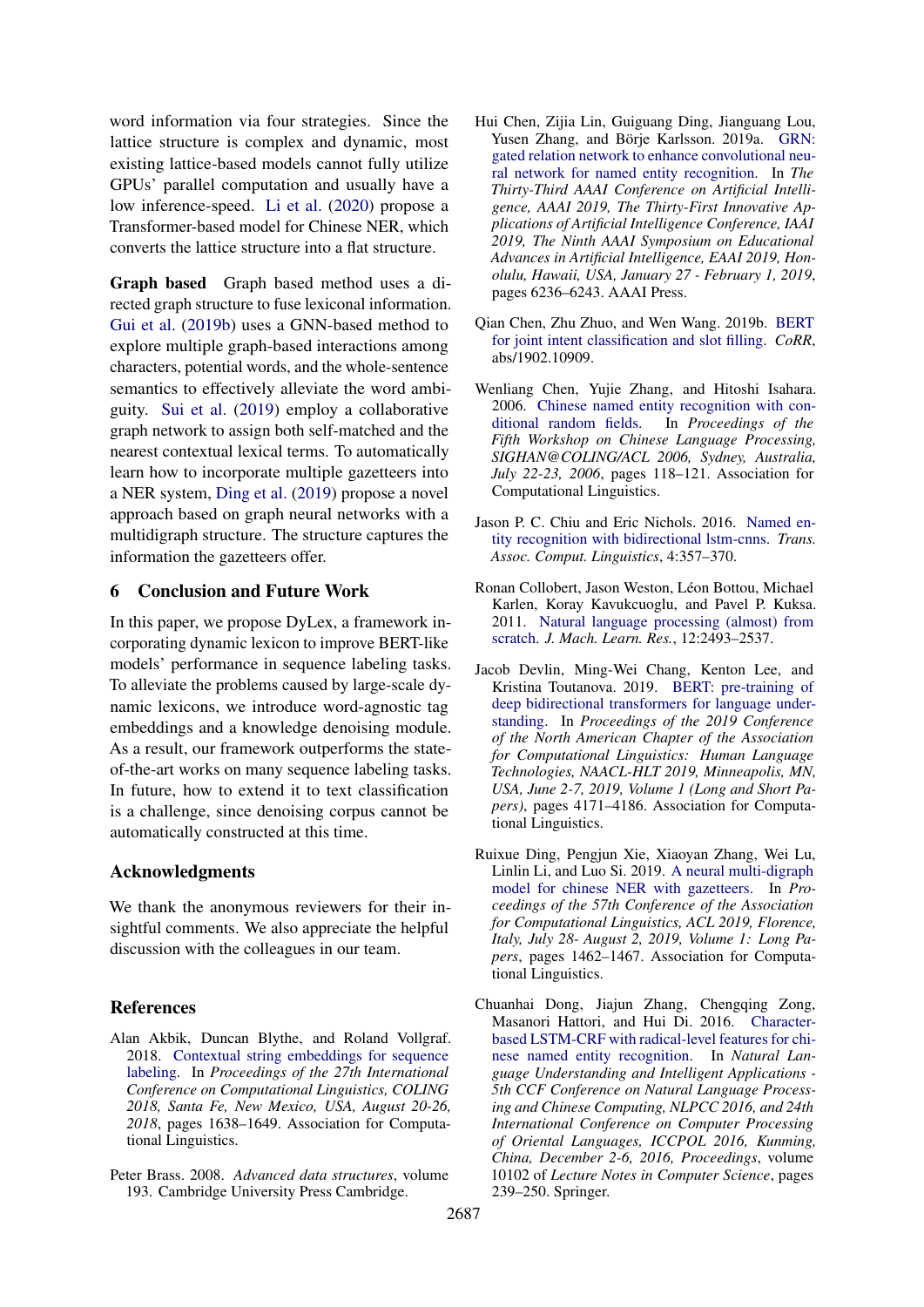word information via four strategies. Since the lattice structure is complex and dynamic, most existing lattice-based models cannot fully utilize GPUs' parallel computation and usually have a low inference-speed. Li et al. (2020) propose a Transformer-based model for Chinese NER, which converts the lattice structure into a flat structure.

**Graph based** Graph based method uses a directed graph structure to fuse lexiconal information. Gui et al. (2019b) uses a GNN-based method to explore multiple graph-based interactions among characters, potential words, and the whole-sentence semantics to effectively alleviate the word ambiguity. Sui et al. (2019) employ a collaborative graph network to assign both self-matched and the nearest contextual lexical terms. To automatically learn how to incorporate multiple gazetteers into a NER system, Ding et al. (2019) propose a novel approach based on graph neural networks with a multidigraph structure. The structure captures the information the gazetteers offer.

## 6 Conclusion and Future Work

In this paper, we propose DyLex, a framework incorporating dynamic lexicon to improve BERT-like models' performance in sequence labeling tasks. To alleviate the problems caused by large-scale dynamic lexicons, we introduce word-agnostic tag embeddings and a knowledge denoising module. As a result, our framework outperforms the state-of-the-art works on many sequence labeling tasks. In future, how to extend it to text classification is a challenge, since denoising corpus cannot be automatically constructed at this time.

## Acknowledgments

We thank the anonymous reviewers for their insightful comments. We also appreciate the helpful discussion with the colleagues in our team.

## References

Alan Akbik, Duncan Blythe, and Roland Vollgraf. 2018. Contextual string embeddings for sequence labeling. In *Proceedings of the 27th International Conference on Computational Linguistics, COLING 2018, Santa Fe, New Mexico, USA, August 20-26, 2018*, pages 1638–1649. Association for Computational Linguistics.

Peter Brass. 2008. *Advanced data structures*, volume 193. Cambridge University Press Cambridge.

Hui Chen, Zijia Lin, Guiguang Ding, Jianguang Lou, Yusen Zhang, and Börje Karlsson. 2019a. GRN: gated relation network to enhance convolutional neural network for named entity recognition. In *The Thirty-Third AAAI Conference on Artificial Intelligence, AAAI 2019, The Thirty-First Innovative Applications of Artificial Intelligence Conference, IAAI 2019, The Ninth AAAI Symposium on Educational Advances in Artificial Intelligence, EAAI 2019, Honolulu, Hawaii, USA, January 27 - February 1, 2019*, pages 6236–6243. AAAI Press.

Qian Chen, Zhu Zhuo, and Wen Wang. 2019b. BERT for joint intent classification and slot filling. *CoRR*, abs/1902.10909.

Wenliang Chen, Yujie Zhang, and Hitoshi Isahara. 2006. Chinese named entity recognition with conditional random fields. In *Proceedings of the Fifth Workshop on Chinese Language Processing, SIGHAN@COLING/ACL 2006, Sydney, Australia, July 22-23, 2006*, pages 118–121. Association for Computational Linguistics.

Jason P. C. Chiu and Eric Nichols. 2016. Named entity recognition with bidirectional lstm-cnns. *Trans. Assoc. Comput. Linguistics*, 4:357–370.

Ronan Collobert, Jason Weston, Léon Bottou, Michael Karlen, Koray Kavukcuoglu, and Pavel P. Kuksa. 2011. Natural language processing (almost) from scratch. *J. Mach. Learn. Res.*, 12:2493–2537.

Jacob Devlin, Ming-Wei Chang, Kenton Lee, and Kristina Toutanova. 2019. BERT: pre-training of deep bidirectional transformers for language understanding. In *Proceedings of the 2019 Conference of the North American Chapter of the Association for Computational Linguistics: Human Language Technologies, NAACL-HLT 2019, Minneapolis, MN, USA, June 2-7, 2019, Volume 1 (Long and Short Papers)*, pages 4171–4186. Association for Computational Linguistics.

Ruixue Ding, Pengjun Xie, Xiaoyan Zhang, Wei Lu, Linlin Li, and Luo Si. 2019. A neural multi-digraph model for chinese NER with gazetteers. In *Proceedings of the 57th Conference of the Association for Computational Linguistics, ACL 2019, Florence, Italy, July 28- August 2, 2019, Volume 1: Long Papers*, pages 1462–1467. Association for Computational Linguistics.

Chuanhai Dong, Jiajun Zhang, Chengqing Zong, Masanori Hattori, and Hui Di. 2016. Character-based LSTM-CRF with radical-level features for chinese named entity recognition. In *Natural Language Understanding and Intelligent Applications - 5th CCF Conference on Natural Language Processing and Chinese Computing, NLPCC 2016, and 24th International Conference on Computer Processing of Oriental Languages, ICCPOL 2016, Kunming, China, December 2-6, 2016, Proceedings*, volume 10102 of *Lecture Notes in Computer Science*, pages 239–250. Springer.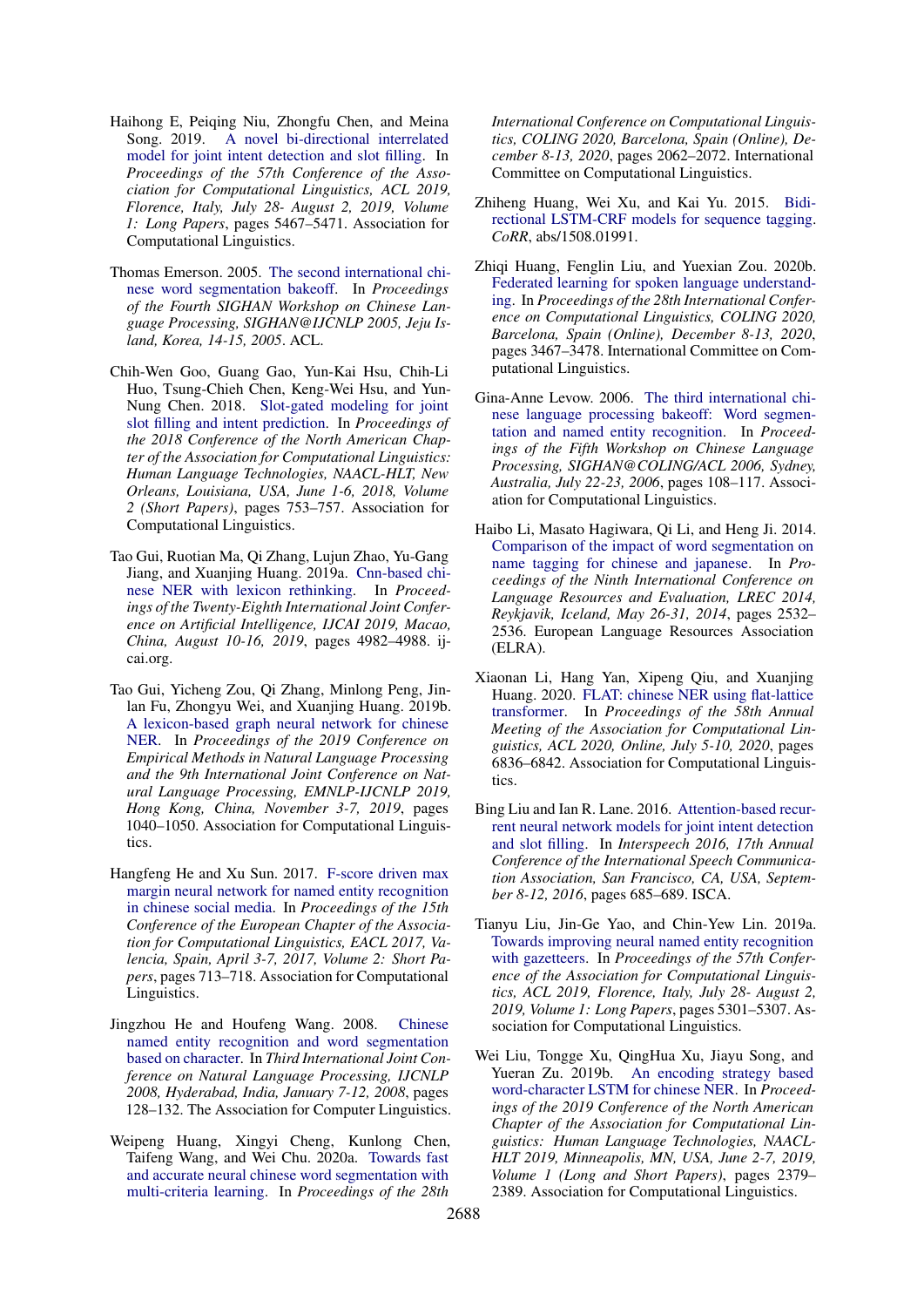Haihong E, Peiqing Niu, Zhongfu Chen, and Meina Song. 2019. A novel bi-directional interrelated model for joint intent detection and slot filling. In *Proceedings of the 57th Conference of the Association for Computational Linguistics, ACL 2019, Florence, Italy, July 28- August 2, 2019, Volume 1: Long Papers*, pages 5467–5471. Association for Computational Linguistics.

Thomas Emerson. 2005. The second international chinese word segmentation bakeoff. In *Proceedings of the Fourth SIGHAN Workshop on Chinese Language Processing, SIGHAN@IJCNLP 2005, Jeju Island, Korea, 14-15, 2005*. ACL.

Chih-Wen Goo, Guang Gao, Yun-Kai Hsu, Chih-Li Huo, Tsung-Chieh Chen, Keng-Wei Hsu, and Yun-Nung Chen. 2018. Slot-gated modeling for joint slot filling and intent prediction. In *Proceedings of the 2018 Conference of the North American Chapter of the Association for Computational Linguistics: Human Language Technologies, NAACL-HLT, New Orleans, Louisiana, USA, June 1-6, 2018, Volume 2 (Short Papers)*, pages 753–757. Association for Computational Linguistics.

Tao Gui, Ruotian Ma, Qi Zhang, Lujun Zhao, Yu-Gang Jiang, and Xuanjing Huang. 2019a. Cnn-based chinese NER with lexicon rethinking. In *Proceedings of the Twenty-Eighth International Joint Conference on Artificial Intelligence, IJCAI 2019, Macao, China, August 10-16, 2019*, pages 4982–4988. ijcai.org.

Tao Gui, Yicheng Zou, Qi Zhang, Minlong Peng, Jinlan Fu, Zhongyu Wei, and Xuanjing Huang. 2019b. A lexicon-based graph neural network for chinese NER. In *Proceedings of the 2019 Conference on Empirical Methods in Natural Language Processing and the 9th International Joint Conference on Natural Language Processing, EMNLP-IJCNLP 2019, Hong Kong, China, November 3-7, 2019*, pages 1040–1050. Association for Computational Linguistics.

Hangfeng He and Xu Sun. 2017. F-score driven max margin neural network for named entity recognition in chinese social media. In *Proceedings of the 15th Conference of the European Chapter of the Association for Computational Linguistics, EACL 2017, Valencia, Spain, April 3-7, 2017, Volume 2: Short Papers*, pages 713–718. Association for Computational Linguistics.

Jingzhou He and Houfeng Wang. 2008. Chinese named entity recognition and word segmentation based on character. In *Third International Joint Conference on Natural Language Processing, IJCNLP 2008, Hyderabad, India, January 7-12, 2008*, pages 128–132. The Association for Computer Linguistics.

Weipeng Huang, Xingyi Cheng, Kunlong Chen, Taifeng Wang, and Wei Chu. 2020a. Towards fast and accurate neural chinese word segmentation with multi-criteria learning. In *Proceedings of the 28th International Conference on Computational Linguistics, COLING 2020, Barcelona, Spain (Online), December 8-13, 2020*, pages 2062–2072. International Committee on Computational Linguistics.

Zhiheng Huang, Wei Xu, and Kai Yu. 2015. Bidirectional LSTM-CRF models for sequence tagging. *CoRR*, abs/1508.01991.

Zhiqi Huang, Fenglin Liu, and Yuexian Zou. 2020b. Federated learning for spoken language understanding. In *Proceedings of the 28th International Conference on Computational Linguistics, COLING 2020, Barcelona, Spain (Online), December 8-13, 2020*, pages 3467–3478. International Committee on Computational Linguistics.

Gina-Anne Levow. 2006. The third international chinese language processing bakeoff: Word segmentation and named entity recognition. In *Proceedings of the Fifth Workshop on Chinese Language Processing, SIGHAN@COLING/ACL 2006, Sydney, Australia, July 22-23, 2006*, pages 108–117. Association for Computational Linguistics.

Haibo Li, Masato Hagiwara, Qi Li, and Heng Ji. 2014. Comparison of the impact of word segmentation on name tagging for chinese and japanese. In *Proceedings of the Ninth International Conference on Language Resources and Evaluation, LREC 2014, Reykjavik, Iceland, May 26-31, 2014*, pages 2532–2536. European Language Resources Association (ELRA).

Xiaonan Li, Hang Yan, Xipeng Qiu, and Xuanjing Huang. 2020. FLAT: chinese NER using flat-lattice transformer. In *Proceedings of the 58th Annual Meeting of the Association for Computational Linguistics, ACL 2020, Online, July 5-10, 2020*, pages 6836–6842. Association for Computational Linguistics.

Bing Liu and Ian R. Lane. 2016. Attention-based recurrent neural network models for joint intent detection and slot filling. In *Interspeech 2016, 17th Annual Conference of the International Speech Communication Association, San Francisco, CA, USA, September 8-12, 2016*, pages 685–689. ISCA.

Tianyu Liu, Jin-Ge Yao, and Chin-Yew Lin. 2019a. Towards improving neural named entity recognition with gazetteers. In *Proceedings of the 57th Conference of the Association for Computational Linguistics, ACL 2019, Florence, Italy, July 28- August 2, 2019, Volume 1: Long Papers*, pages 5301–5307. Association for Computational Linguistics.

Wei Liu, Tongge Xu, QingHua Xu, Jiayu Song, and Yueran Zu. 2019b. An encoding strategy based word-character LSTM for chinese NER. In *Proceedings of the 2019 Conference of the North American Chapter of the Association for Computational Linguistics: Human Language Technologies, NAACL-HLT 2019, Minneapolis, MN, USA, June 2-7, 2019, Volume 1 (Long and Short Papers)*, pages 2379–2389. Association for Computational Linguistics.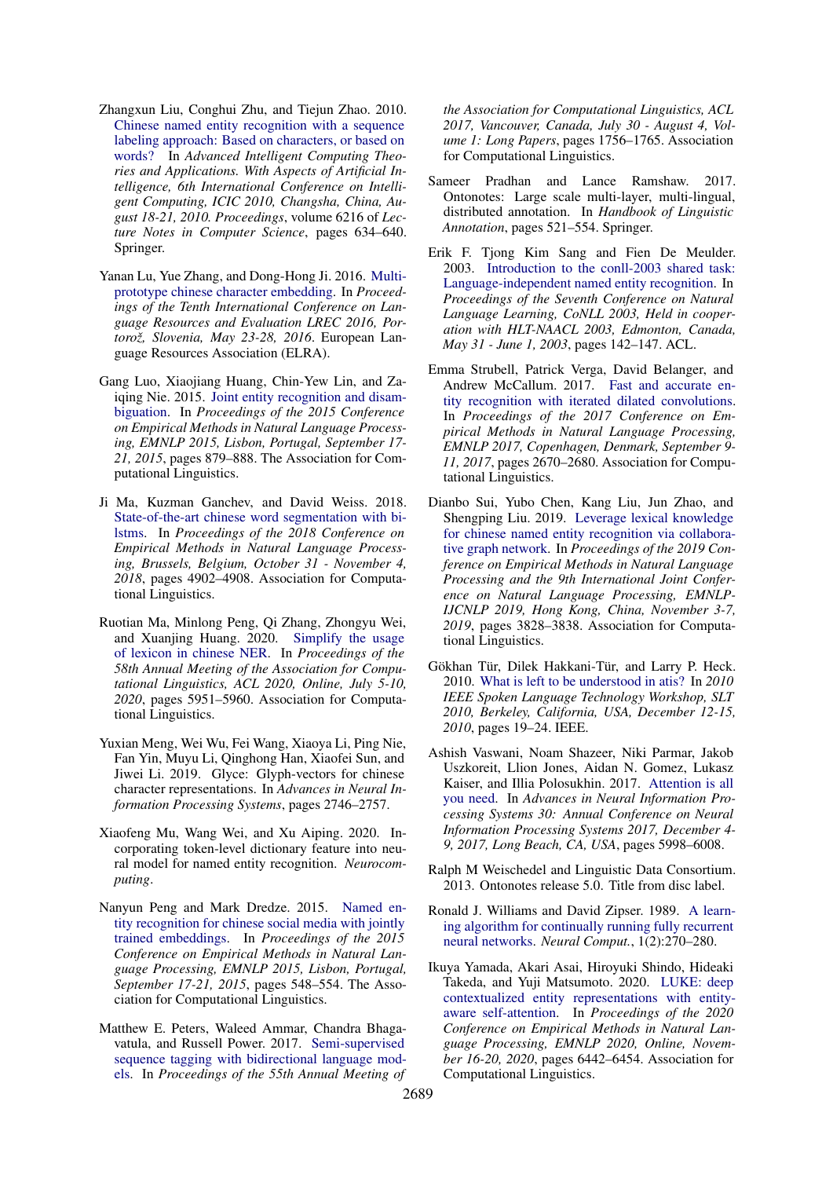Zhangxun Liu, Conghui Zhu, and Tiejun Zhao. 2010. Chinese named entity recognition with a sequence labeling approach: Based on characters, or based on words? In *Advanced Intelligent Computing Theories and Applications. With Aspects of Artificial Intelligence, 6th International Conference on Intelligent Computing, ICIC 2010, Changsha, China, August 18-21, 2010. Proceedings*, volume 6216 of *Lecture Notes in Computer Science*, pages 634–640. Springer.

Yanan Lu, Yue Zhang, and Dong-Hong Ji. 2016. Multi-prototype chinese character embedding. In *Proceedings of the Tenth International Conference on Language Resources and Evaluation LREC 2016, Portorož, Slovenia, May 23-28, 2016*. European Language Resources Association (ELRA).

Gang Luo, Xiaojiang Huang, Chin-Yew Lin, and Zaiqing Nie. 2015. Joint entity recognition and disambiguation. In *Proceedings of the 2015 Conference on Empirical Methods in Natural Language Processing, EMNLP 2015, Lisbon, Portugal, September 17-21, 2015*, pages 879–888. The Association for Computational Linguistics.

Ji Ma, Kuzman Ganchev, and David Weiss. 2018. State-of-the-art chinese word segmentation with bi-lstms. In *Proceedings of the 2018 Conference on Empirical Methods in Natural Language Processing, Brussels, Belgium, October 31 - November 4, 2018*, pages 4902–4908. Association for Computational Linguistics.

Ruotian Ma, Minlong Peng, Qi Zhang, Zhongyu Wei, and Xuanjing Huang. 2020. Simplify the usage of lexicon in chinese NER. In *Proceedings of the 58th Annual Meeting of the Association for Computational Linguistics, ACL 2020, Online, July 5-10, 2020*, pages 5951–5960. Association for Computational Linguistics.

Yuxian Meng, Wei Wu, Fei Wang, Xiaoya Li, Ping Nie, Fan Yin, Muyu Li, Qinghong Han, Xiaofei Sun, and Jiwei Li. 2019. Glyce: Glyph-vectors for chinese character representations. In *Advances in Neural Information Processing Systems*, pages 2746–2757.

Xiaofeng Mu, Wang Wei, and Xu Aiping. 2020. Incorporating token-level dictionary feature into neural model for named entity recognition. *Neurocomputing*.

Nanyun Peng and Mark Dredze. 2015. Named entity recognition for chinese social media with jointly trained embeddings. In *Proceedings of the 2015 Conference on Empirical Methods in Natural Language Processing, EMNLP 2015, Lisbon, Portugal, September 17-21, 2015*, pages 548–554. The Association for Computational Linguistics.

Matthew E. Peters, Waleed Ammar, Chandra Bhagavatula, and Russell Power. 2017. Semi-supervised sequence tagging with bidirectional language models. In *Proceedings of the 55th Annual Meeting of the Association for Computational Linguistics, ACL 2017, Vancouver, Canada, July 30 - August 4, Volume 1: Long Papers*, pages 1756–1765. Association for Computational Linguistics.

Sameer Pradhan and Lance Ramshaw. 2017. Ontonotes: Large scale multi-layer, multi-lingual, distributed annotation. In *Handbook of Linguistic Annotation*, pages 521–554. Springer.

Erik F. Tjong Kim Sang and Fien De Meulder. 2003. Introduction to the conll-2003 shared task: Language-independent named entity recognition. In *Proceedings of the Seventh Conference on Natural Language Learning, CoNLL 2003, Held in cooperation with HLT-NAACL 2003, Edmonton, Canada, May 31 - June 1, 2003*, pages 142–147. ACL.

Emma Strubell, Patrick Verga, David Belanger, and Andrew McCallum. 2017. Fast and accurate entity recognition with iterated dilated convolutions. In *Proceedings of the 2017 Conference on Empirical Methods in Natural Language Processing, EMNLP 2017, Copenhagen, Denmark, September 9-11, 2017*, pages 2670–2680. Association for Computational Linguistics.

Dianbo Sui, Yubo Chen, Kang Liu, Jun Zhao, and Shengping Liu. 2019. Leverage lexical knowledge for chinese named entity recognition via collaborative graph network. In *Proceedings of the 2019 Conference on Empirical Methods in Natural Language Processing and the 9th International Joint Conference on Natural Language Processing, EMNLP-IJCNLP 2019, Hong Kong, China, November 3-7, 2019*, pages 3828–3838. Association for Computational Linguistics.

Gökhan Tür, Dilek Hakkani-Tür, and Larry P. Heck. 2010. What is left to be understood in atis? In *2010 IEEE Spoken Language Technology Workshop, SLT 2010, Berkeley, California, USA, December 12-15, 2010*, pages 19–24. IEEE.

Ashish Vaswani, Noam Shazeer, Niki Parmar, Jakob Uszkoreit, Llion Jones, Aidan N. Gomez, Lukasz Kaiser, and Illia Polosukhin. 2017. Attention is all you need. In *Advances in Neural Information Processing Systems 30: Annual Conference on Neural Information Processing Systems 2017, December 4-9, 2017, Long Beach, CA, USA*, pages 5998–6008.

Ralph M Weischedel and Linguistic Data Consortium. 2013. Ontonotes release 5.0. Title from disc label.

Ronald J. Williams and David Zipser. 1989. A learning algorithm for continually running fully recurrent neural networks. *Neural Comput.*, 1(2):270–280.

Ikuya Yamada, Akari Asai, Hiroyuki Shindo, Hideaki Takeda, and Yuji Matsumoto. 2020. LUKE: deep contextualized entity representations with entity-aware self-attention. In *Proceedings of the 2020 Conference on Empirical Methods in Natural Language Processing, EMNLP 2020, Online, November 16-20, 2020*, pages 6442–6454. Association for Computational Linguistics.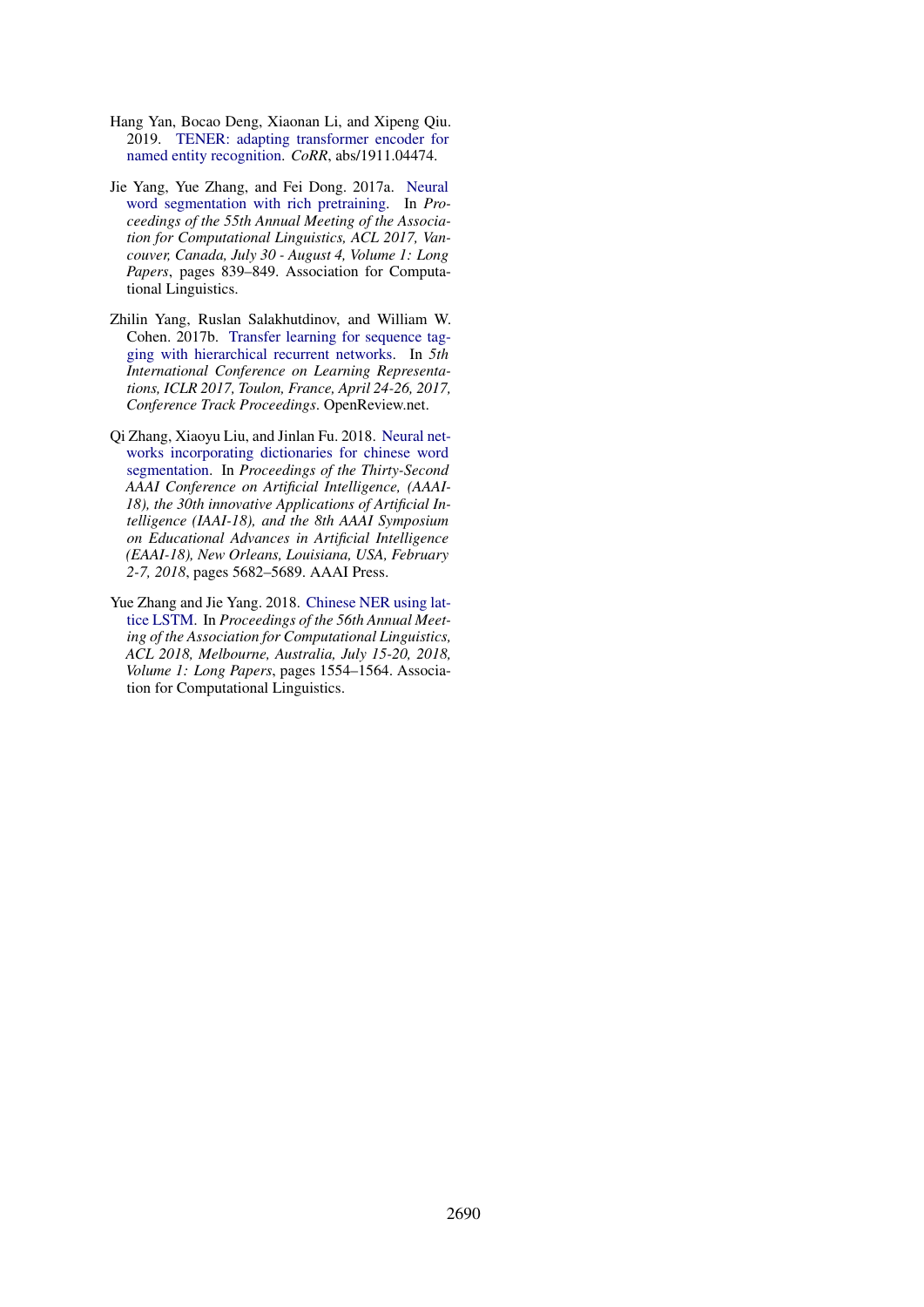Hang Yan, Bocao Deng, Xiaonan Li, and Xipeng Qiu. 2019. TENER: adapting transformer encoder for named entity recognition. *CoRR*, abs/1911.04474.

Jie Yang, Yue Zhang, and Fei Dong. 2017a. Neural word segmentation with rich pretraining. In *Proceedings of the 55th Annual Meeting of the Association for Computational Linguistics, ACL 2017, Vancouver, Canada, July 30 - August 4, Volume 1: Long Papers*, pages 839–849. Association for Computational Linguistics.

Zhilin Yang, Ruslan Salakhutdinov, and William W. Cohen. 2017b. Transfer learning for sequence tagging with hierarchical recurrent networks. In *5th International Conference on Learning Representations, ICLR 2017, Toulon, France, April 24-26, 2017, Conference Track Proceedings*. OpenReview.net.

Qi Zhang, Xiaoyu Liu, and Jinlan Fu. 2018. Neural networks incorporating dictionaries for chinese word segmentation. In *Proceedings of the Thirty-Second AAAI Conference on Artificial Intelligence, (AAAI-18), the 30th innovative Applications of Artificial Intelligence (IAAI-18), and the 8th AAAI Symposium on Educational Advances in Artificial Intelligence (EAAI-18), New Orleans, Louisiana, USA, February 2-7, 2018*, pages 5682–5689. AAAI Press.

Yue Zhang and Jie Yang. 2018. Chinese NER using lattice LSTM. In *Proceedings of the 56th Annual Meeting of the Association for Computational Linguistics, ACL 2018, Melbourne, Australia, July 15-20, 2018, Volume 1: Long Papers*, pages 1554–1564. Association for Computational Linguistics.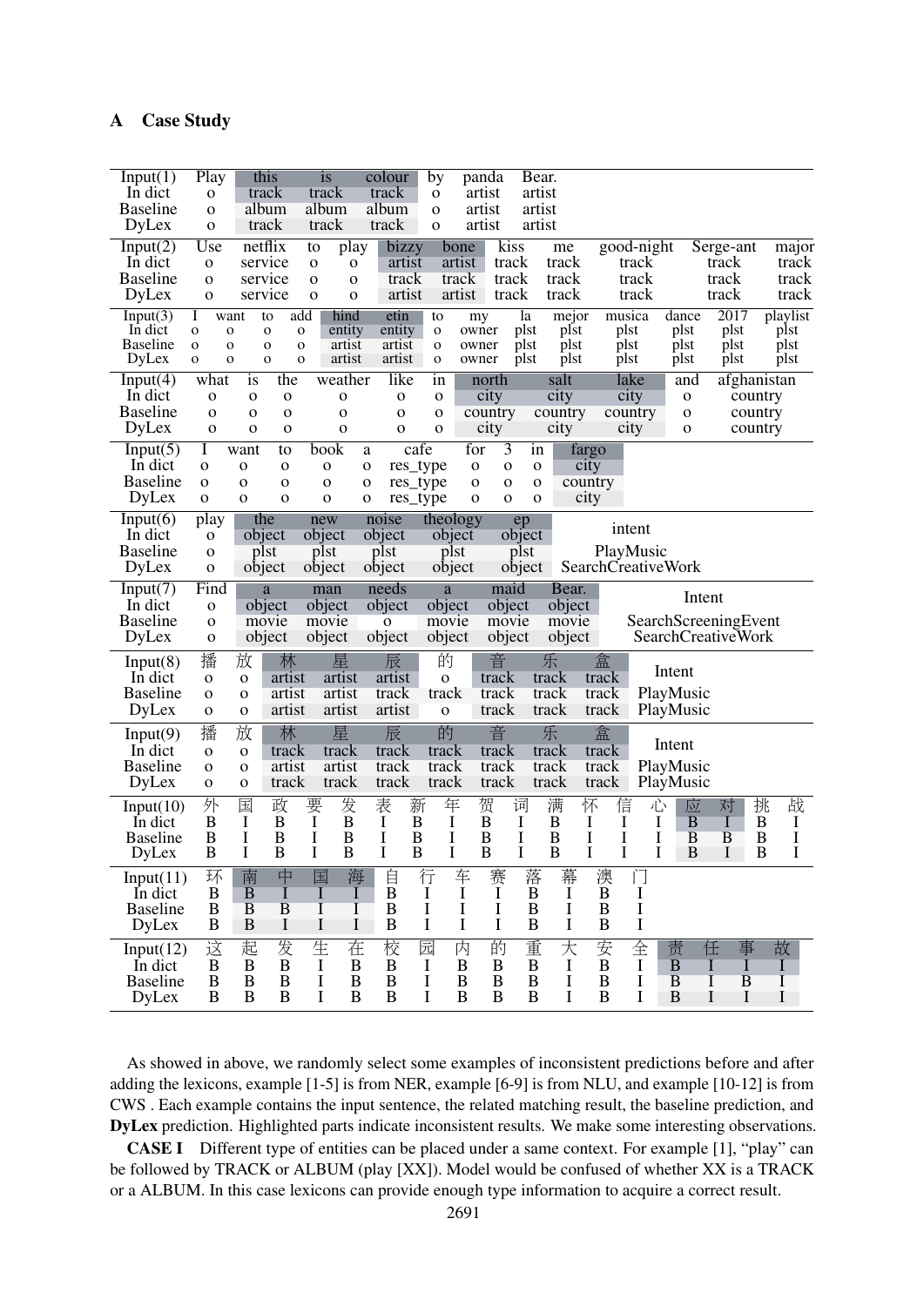# A Case Study

| Input(1) | Play | this | is | colour | by | panda | Bear. |
|---|---|---|---|---|---|---|---|
| In dict | o | track | track | track | o | artist | artist |
| Baseline | o | album | album | album | o | artist | artist |
| DyLex | o | track | track | track | o | artist | artist |

| Input(2) | Use | netflix | to | play | bizzy | bone | kiss | me | good-night | Serge-ant | major |
|---|---|---|---|---|---|---|---|---|---|---|---|
| In dict | o | service | o | o | artist | artist | track | track | track | track | track |
| Baseline | o | service | o | o | track | track | track | track | track | track | track |
| DyLex | o | service | o | o | artist | artist | track | track | track | track | track |

| Input(3) | I | want | to | add | hind | etin | to | my | la | mejor | musica | dance | 2017 | playlist |
|---|---|---|---|---|---|---|---|---|---|---|---|---|---|---|
| In dict | o | o | o | o | entity | entity | o | owner | plst | plst | plst | plst | plst | plst |
| Baseline | o | o | o | o | artist | artist | o | owner | plst | plst | plst | plst | plst | plst |
| DyLex | o | o | o | o | artist | artist | o | owner | plst | plst | plst | plst | plst | plst |

| Input(4) | what | is | the | weather | like | in | north | salt | lake | and | afghanistan |
|---|---|---|---|---|---|---|---|---|---|---|---|
| In dict | o | o | o | o | o | o | city | city | city | o | country |
| Baseline | o | o | o | o | o | o | country | country | country | o | country |
| DyLex | o | o | o | o | o | o | city | city | city | o | country |

| Input(5) | I | want | to | book | a | cafe | for | 3 | in | fargo |
|---|---|---|---|---|---|---|---|---|---|---|
| In dict | o | o | o | o | o | res_type | o | o | o | city |
| Baseline | o | o | o | o | o | res_type | o | o | o | country |
| DyLex | o | o | o | o | o | res_type | o | o | o | city |

| Input(6) | play | the | new | noise | theology | ep | intent |
|---|---|---|---|---|---|---|---|
| In dict | o | object | object | object | object | object | |
| Baseline | o | plst | plst | plst | plst | plst | PlayMusic |
| DyLex | o | object | object | object | object | object | SearchCreativeWork |

| Input(7) | Find | a | man | needs | a | maid | Bear. | Intent |
|---|---|---|---|---|---|---|---|---|
| In dict | o | object | object | object | object | object | object | |
| Baseline | o | movie | movie | o | movie | movie | movie | SearchScreeningEvent |
| DyLex | o | object | object | object | object | object | object | SearchCreativeWork |

| Input(8) | 播 | 放 | 林 | 星 | 辰 | 的 | 音 | 乐 | 盒 | Intent |
|---|---|---|---|---|---|---|---|---|---|---|
| In dict | o | o | artist | artist | artist | o | track | track | track | |
| Baseline | o | o | artist | artist | track | track | track | track | track | PlayMusic |
| DyLex | o | o | artist | artist | artist | o | track | track | track | PlayMusic |

| Input(9) | 播 | 放 | 林 | 星 | 辰 | 的 | 音 | 乐 | 盒 | Intent |
|---|---|---|---|---|---|---|---|---|---|---|
| In dict | o | o | track | track | track | track | track | track | track | |
| Baseline | o | o | artist | artist | track | track | track | track | track | PlayMusic |
| DyLex | o | o | track | track | track | track | track | track | track | PlayMusic |

| Input(10) | 外 | 国 | 政 | 要 | 发 | 表 | 新 | 年 | 贺 | 词 | 满 | 怀 | 信 | 心 | 应 | 对 | 挑 | 战 |
|---|---|---|---|---|---|---|---|---|---|---|---|---|---|---|---|---|---|---|
| In dict | B | I | B | I | B | I | B | I | B | I | B | I | I | I | B | I | B | I |
| Baseline | B | I | B | I | B | I | B | I | B | I | B | I | I | I | B | B | B | I |
| DyLex | B | I | B | I | B | I | B | I | B | I | B | I | I | I | B | I | B | I |

| Input(11) | 环 | 南 | 中 | 国 | 海 | 自 | 行 | 车 | 赛 | 落 | 幕 | 澳 | 门 |
|---|---|---|---|---|---|---|---|---|---|---|---|---|---|
| In dict | B | B | I | I | I | B | I | I | I | B | I | B | I |
| Baseline | B | B | B | I | I | B | I | I | I | B | I | B | I |
| DyLex | B | B | I | I | I | B | I | I | I | B | I | B | I |

| Input(12) | 这 | 起 | 发 | 生 | 在 | 校 | 园 | 内 | 的 | 重 | 大 | 安 | 全 | 责 | 任 | 事 | 故 |
|---|---|---|---|---|---|---|---|---|---|---|---|---|---|---|---|---|---|
| In dict | B | B | B | I | B | B | I | B | B | B | I | B | I | B | I | I | I |
| Baseline | B | B | B | I | B | B | I | B | B | B | I | B | I | B | I | B | I |
| DyLex | B | B | B | I | B | B | I | B | B | B | I | B | I | B | I | I | I |

As showed in above, we randomly select some examples of inconsistent predictions before and after adding the lexicons, example [1-5] is from NER, example [6-9] is from NLU, and example [10-12] is from CWS . Each example contains the input sentence, the related matching result, the baseline prediction, and **DyLex** prediction. Highlighted parts indicate inconsistent results. We make some interesting observations.

**CASE I** Different type of entities can be placed under a same context. For example [1], "play" can be followed by TRACK or ALBUM (play [XX]). Model would be confused of whether XX is a TRACK or a ALBUM. In this case lexicons can provide enough type information to acquire a correct result.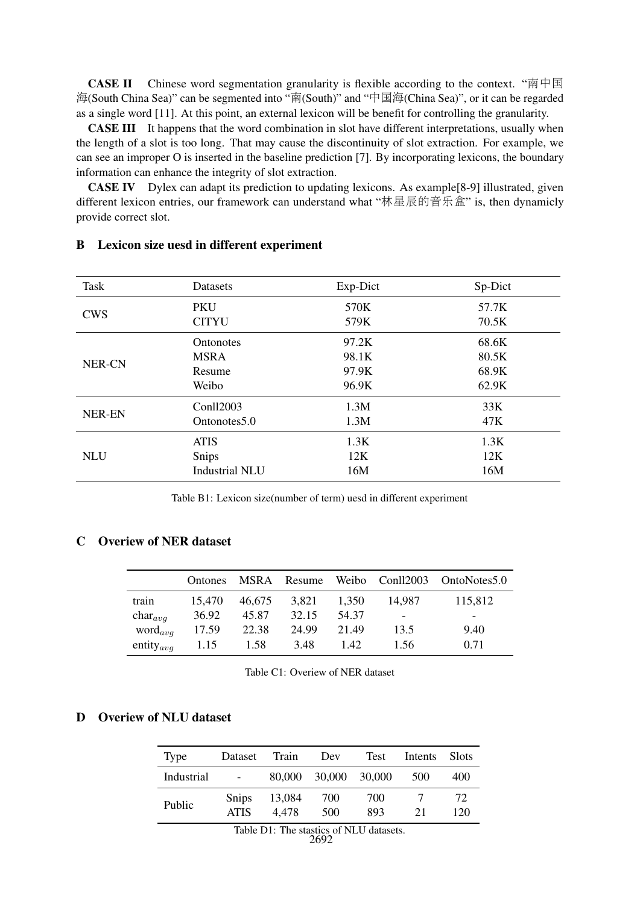**CASE II** Chinese word segmentation granularity is flexible according to the context. "南中国海(South China Sea)" can be segmented into "南(South)" and "中国海(China Sea)", or it can be regarded as a single word [11]. At this point, an external lexicon will be benefit for controlling the granularity.

**CASE III** It happens that the word combination in slot have different interpretations, usually when the length of a slot is too long. That may cause the discontinuity of slot extraction. For example, we can see an improper O is inserted in the baseline prediction [7]. By incorporating lexicons, the boundary information can enhance the integrity of slot extraction.

**CASE IV** Dylex can adapt its prediction to updating lexicons. As example[8-9] illustrated, given different lexicon entries, our framework can understand what "林星辰的音乐盒" is, then dynamicly provide correct slot.

## B Lexicon size uesd in different experiment

| Task | Datasets | Exp-Dict | Sp-Dict |
|---|---|---|---|
| CWS | PKU | 570K | 57.7K |
| | CITYU | 579K | 70.5K |
| NER-CN | Ontonotes | 97.2K | 68.6K |
| | MSRA | 98.1K | 80.5K |
| | Resume | 97.9K | 68.9K |
| | Weibo | 96.9K | 62.9K |
| NER-EN | Conll2003 | 1.3M | 33K |
| | Ontonotes5.0 | 1.3M | 47K |
| NLU | ATIS | 1.3K | 1.3K |
| | Snips | 12K | 12K |
| | Industrial NLU | 16M | 16M |

Table B1: Lexicon size(number of term) uesd in different experiment

## C Overiew of NER dataset

| | Ontones | MSRA | Resume | Weibo | Conll2003 | OntoNotes5.0 |
|---|---|---|---|---|---|---|
| train | 15,470 | 46,675 | 3,821 | 1,350 | 14,987 | 115,812 |
| $\text{char}_{avg}$ | 36.92 | 45.87 | 32.15 | 54.37 | - | - |
| $\text{word}_{avg}$ | 17.59 | 22.38 | 24.99 | 21.49 | 13.5 | 9.40 |
| $\text{entity}_{avg}$ | 1.15 | 1.58 | 3.48 | 1.42 | 1.56 | 0.71 |

Table C1: Overiew of NER dataset

## D Overiew of NLU dataset

| Type | Dataset | Train | Dev | Test | Intents | Slots |
|---|---|---|---|---|---|---|
| Industrial | - | 80,000 | 30,000 | 30,000 | 500 | 400 |
| Public | Snips | 13,084 | 700 | 700 | 7 | 72 |
| | ATIS | 4,478 | 500 | 893 | 21 | 120 |

Table D1: The stastics of NLU datasets.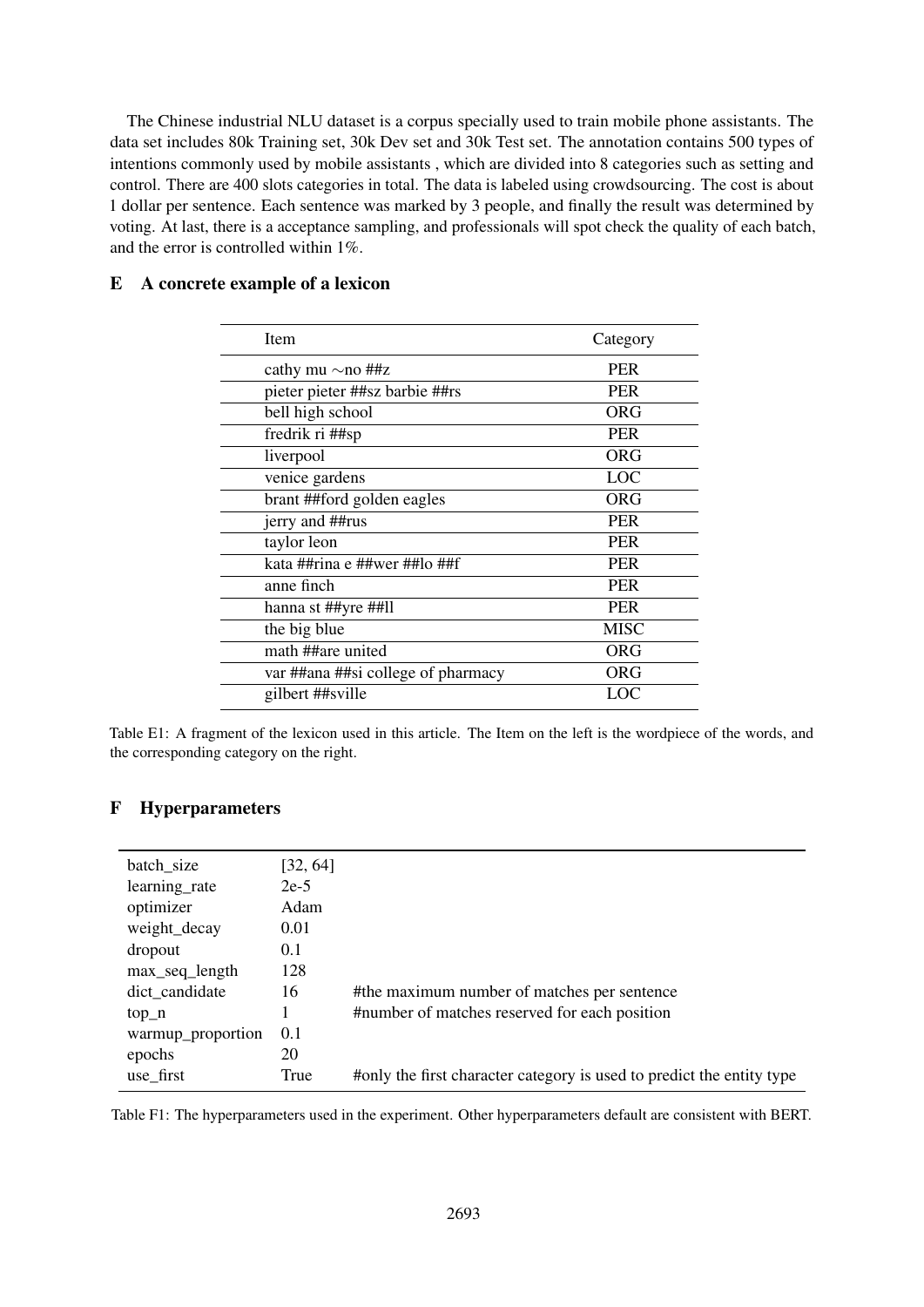The Chinese industrial NLU dataset is a corpus specially used to train mobile phone assistants. The data set includes 80k Training set, 30k Dev set and 30k Test set. The annotation contains 500 types of intentions commonly used by mobile assistants , which are divided into 8 categories such as setting and control. There are 400 slots categories in total. The data is labeled using crowdsourcing. The cost is about 1 dollar per sentence. Each sentence was marked by 3 people, and finally the result was determined by voting. At last, there is a acceptance sampling, and professionals will spot check the quality of each batch, and the error is controlled within 1%.

## E A concrete example of a lexicon

| Item | Category |
|---|---|
| cathy mu ∼no ##z | PER |
| pieter pieter ##sz barbie ##rs | PER |
| bell high school | ORG |
| fredrik ri ##sp | PER |
| liverpool | ORG |
| venice gardens | LOC |
| brant ##ford golden eagles | ORG |
| jerry and ##rus | PER |
| taylor leon | PER |
| kata ##rina e ##wer ##lo ##f | PER |
| anne finch | PER |
| hanna st ##yre ##ll | PER |
| the big blue | MISC |
| math ##are united | ORG |
| var ##ana ##si college of pharmacy | ORG |
| gilbert ##sville | LOC |

Table E1: A fragment of the lexicon used in this article. The Item on the left is the wordpiece of the words, and the corresponding category on the right.

## F Hyperparameters

| | | |
|---|---|---|
| batch_size | [32, 64] | |
| learning_rate | 2e-5 | |
| optimizer | Adam | |
| weight_decay | 0.01 | |
| dropout | 0.1 | |
| max_seq_length | 128 | |
| dict_candidate | 16 | #the maximum number of matches per sentence |
| top_n | 1 | #number of matches reserved for each position |
| warmup_proportion | 0.1 | |
| epochs | 20 | |
| use_first | True | #only the first character category is used to predict the entity type |

Table F1: The hyperparameters used in the experiment. Other hyperparameters default are consistent with BERT.